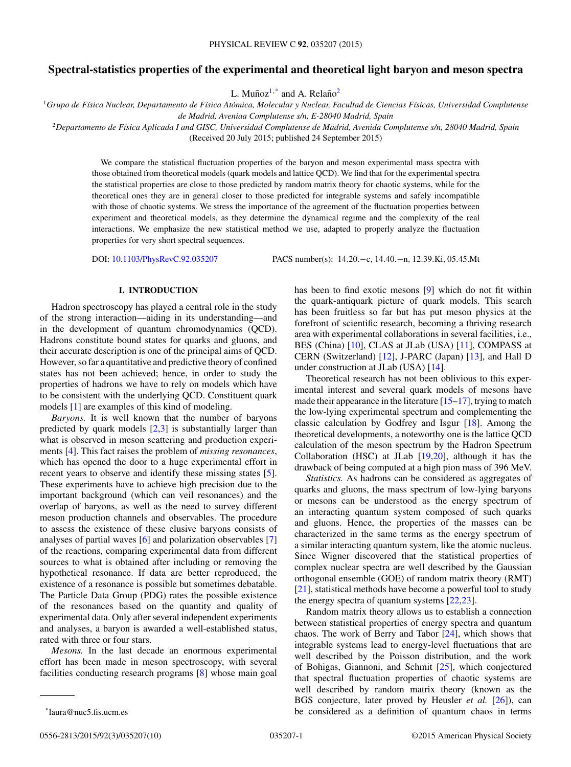# Spectral-statistics properties of the experimental and theoretical light baryon and meson spectra

L. Muñoz[1,*] and A. Relaño[2]

[1]*Grupo de Física Nuclear, Departamento de Física Atómica, Molecular y Nuclear, Facultad de Ciencias Físicas, Universidad Complutense de Madrid, Aveniaa Complutense s/n, E-28040 Madrid, Spain*

[2]*Departamento de Física Aplicada I and GISC, Universidad Complutense de Madrid, Avenida Complutense s/n, 28040 Madrid, Spain*

(Received 20 July 2015; published 24 September 2015)

We compare the statistical fluctuation properties of the baryon and meson experimental mass spectra with those obtained from theoretical models (quark models and lattice QCD). We find that for the experimental spectra the statistical properties are close to those predicted by random matrix theory for chaotic systems, while for the theoretical ones they are in general closer to those predicted for integrable systems and safely incompatible with those of chaotic systems. We stress the importance of the agreement of the fluctuation properties between experiment and theoretical models, as they determine the dynamical regime and the complexity of the real interactions. We emphasize the new statistical method we use, adapted to properly analyze the fluctuation properties for very short spectral sequences.

DOI: 10.1103/PhysRevC.92.035207    PACS number(s): 14.20.−c, 14.40.−n, 12.39.Ki, 05.45.Mt

## I. INTRODUCTION

Hadron spectroscopy has played a central role in the study of the strong interaction—aiding in its understanding—and in the development of quantum chromodynamics (QCD). Hadrons constitute bound states for quarks and gluons, and their accurate description is one of the principal aims of QCD. However, so far a quantitative and predictive theory of confined states has not been achieved; hence, in order to study the properties of hadrons we have to rely on models which have to be consistent with the underlying QCD. Constituent quark models [1] are examples of this kind of modeling.

*Baryons.* It is well known that the number of baryons predicted by quark models [2,3] is substantially larger than what is observed in meson scattering and production experiments [4]. This fact raises the problem of *missing resonances*, which has opened the door to a huge experimental effort in recent years to observe and identify these missing states [5]. These experiments have to achieve high precision due to the important background (which can veil resonances) and the overlap of baryons, as well as the need to survey different meson production channels and observables. The procedure to assess the existence of these elusive baryons consists of analyses of partial waves [6] and polarization observables [7] of the reactions, comparing experimental data from different sources to what is obtained after including or removing the hypothetical resonance. If data are better reproduced, the existence of a resonance is possible but sometimes debatable. The Particle Data Group (PDG) rates the possible existence of the resonances based on the quantity and quality of experimental data. Only after several independent experiments and analyses, a baryon is awarded a well-established status, rated with three or four stars.

*Mesons.* In the last decade an enormous experimental effort has been made in meson spectroscopy, with several facilities conducting research programs [8] whose main goal has been to find exotic mesons [9] which do not fit within the quark-antiquark picture of quark models. This search has been fruitless so far but has put meson physics at the forefront of scientific research, becoming a thriving research area with experimental collaborations in several facilities, i.e., BES (China) [10], CLAS at JLab (USA) [11], COMPASS at CERN (Switzerland) [12], J-PARC (Japan) [13], and Hall D under construction at JLab (USA) [14].

Theoretical research has not been oblivious to this experimental interest and several quark models of mesons have made their appearance in the literature [15–17], trying to match the low-lying experimental spectrum and complementing the classic calculation by Godfrey and Isgur [18]. Among the theoretical developments, a noteworthy one is the lattice QCD calculation of the meson spectrum by the Hadron Spectrum Collaboration (HSC) at JLab [19,20], although it has the drawback of being computed at a high pion mass of 396 MeV.

*Statistics.* As hadrons can be considered as aggregates of quarks and gluons, the mass spectrum of low-lying baryons or mesons can be understood as the energy spectrum of an interacting quantum system composed of such quarks and gluons. Hence, the properties of the masses can be characterized in the same terms as the energy spectrum of a similar interacting quantum system, like the atomic nucleus. Since Wigner discovered that the statistical properties of complex nuclear spectra are well described by the Gaussian orthogonal ensemble (GOE) of random matrix theory (RMT) [21], statistical methods have become a powerful tool to study the energy spectra of quantum systems [22,23].

Random matrix theory allows us to establish a connection between statistical properties of energy spectra and quantum chaos. The work of Berry and Tabor [24], which shows that integrable systems lead to energy-level fluctuations that are well described by the Poisson distribution, and the work of Bohigas, Giannoni, and Schmit [25], which conjectured that spectral fluctuation properties of chaotic systems are well described by random matrix theory (known as the BGS conjecture, later proved by Heusler *et al.* [26]), can be considered as a definition of quantum chaos in terms

*laura@nuc5.fis.ucm.es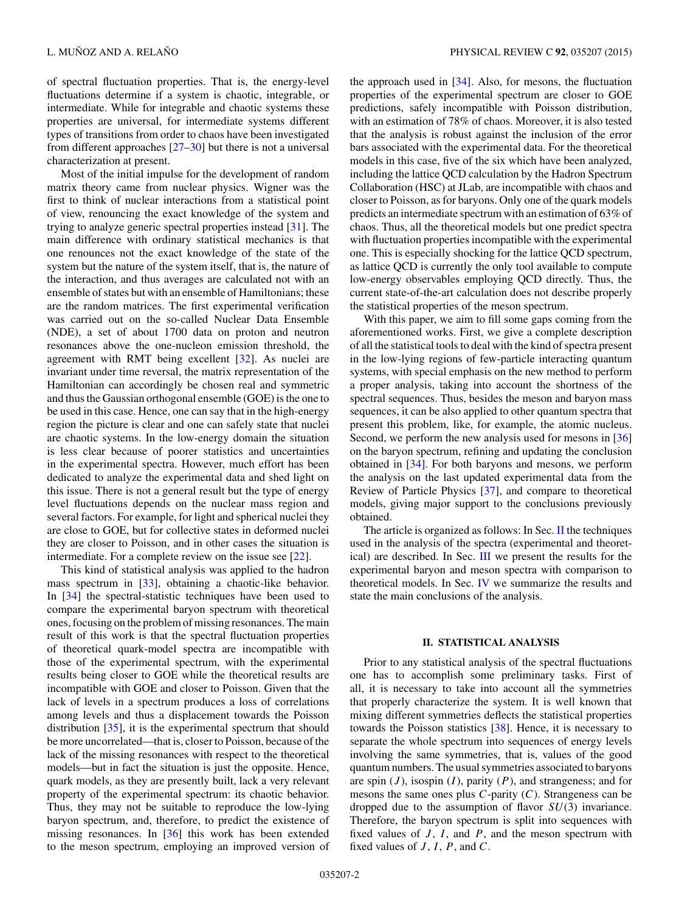of spectral fluctuation properties. That is, the energy-level fluctuations determine if a system is chaotic, integrable, or intermediate. While for integrable and chaotic systems these properties are universal, for intermediate systems different types of transitions from order to chaos have been investigated from different approaches [27–30] but there is not a universal characterization at present.

Most of the initial impulse for the development of random matrix theory came from nuclear physics. Wigner was the first to think of nuclear interactions from a statistical point of view, renouncing the exact knowledge of the system and trying to analyze generic spectral properties instead [31]. The main difference with ordinary statistical mechanics is that one renounces not the exact knowledge of the state of the system but the nature of the system itself, that is, the nature of the interaction, and thus averages are calculated not with an ensemble of states but with an ensemble of Hamiltonians; these are the random matrices. The first experimental verification was carried out on the so-called Nuclear Data Ensemble (NDE), a set of about 1700 data on proton and neutron resonances above the one-nucleon emission threshold, the agreement with RMT being excellent [32]. As nuclei are invariant under time reversal, the matrix representation of the Hamiltonian can accordingly be chosen real and symmetric and thus the Gaussian orthogonal ensemble (GOE) is the one to be used in this case. Hence, one can say that in the high-energy region the picture is clear and one can safely state that nuclei are chaotic systems. In the low-energy domain the situation is less clear because of poorer statistics and uncertainties in the experimental spectra. However, much effort has been dedicated to analyze the experimental data and shed light on this issue. There is not a general result but the type of energy level fluctuations depends on the nuclear mass region and several factors. For example, for light and spherical nuclei they are close to GOE, but for collective states in deformed nuclei they are closer to Poisson, and in other cases the situation is intermediate. For a complete review on the issue see [22].

This kind of statistical analysis was applied to the hadron mass spectrum in [33], obtaining a chaotic-like behavior. In [34] the spectral-statistic techniques have been used to compare the experimental baryon spectrum with theoretical ones, focusing on the problem of missing resonances. The main result of this work is that the spectral fluctuation properties of theoretical quark-model spectra are incompatible with those of the experimental spectrum, with the experimental results being closer to GOE while the theoretical results are incompatible with GOE and closer to Poisson. Given that the lack of levels in a spectrum produces a loss of correlations among levels and thus a displacement towards the Poisson distribution [35], it is the experimental spectrum that should be more uncorrelated—that is, closer to Poisson, because of the lack of the missing resonances with respect to the theoretical models—but in fact the situation is just the opposite. Hence, quark models, as they are presently built, lack a very relevant property of the experimental spectrum: its chaotic behavior. Thus, they may not be suitable to reproduce the low-lying baryon spectrum, and, therefore, to predict the existence of missing resonances. In [36] this work has been extended to the meson spectrum, employing an improved version of the approach used in [34]. Also, for mesons, the fluctuation properties of the experimental spectrum are closer to GOE predictions, safely incompatible with Poisson distribution, with an estimation of 78% of chaos. Moreover, it is also tested that the analysis is robust against the inclusion of the error bars associated with the experimental data. For the theoretical models in this case, five of the six which have been analyzed, including the lattice QCD calculation by the Hadron Spectrum Collaboration (HSC) at JLab, are incompatible with chaos and closer to Poisson, as for baryons. Only one of the quark models predicts an intermediate spectrum with an estimation of 63% of chaos. Thus, all the theoretical models but one predict spectra with fluctuation properties incompatible with the experimental one. This is especially shocking for the lattice QCD spectrum, as lattice QCD is currently the only tool available to compute low-energy observables employing QCD directly. Thus, the current state-of-the-art calculation does not describe properly the statistical properties of the meson spectrum.

With this paper, we aim to fill some gaps coming from the aforementioned works. First, we give a complete description of all the statistical tools to deal with the kind of spectra present in the low-lying regions of few-particle interacting quantum systems, with special emphasis on the new method to perform a proper analysis, taking into account the shortness of the spectral sequences. Thus, besides the meson and baryon mass sequences, it can be also applied to other quantum spectra that present this problem, like, for example, the atomic nucleus. Second, we perform the new analysis used for mesons in [36] on the baryon spectrum, refining and updating the conclusion obtained in [34]. For both baryons and mesons, we perform the analysis on the last updated experimental data from the Review of Particle Physics [37], and compare to theoretical models, giving major support to the conclusions previously obtained.

The article is organized as follows: In Sec. II the techniques used in the analysis of the spectra (experimental and theoretical) are described. In Sec. III we present the results for the experimental baryon and meson spectra with comparison to theoretical models. In Sec. IV we summarize the results and state the main conclusions of the analysis.

## II. STATISTICAL ANALYSIS

Prior to any statistical analysis of the spectral fluctuations one has to accomplish some preliminary tasks. First of all, it is necessary to take into account all the symmetries that properly characterize the system. It is well known that mixing different symmetries deflects the statistical properties towards the Poisson statistics [38]. Hence, it is necessary to separate the whole spectrum into sequences of energy levels involving the same symmetries, that is, values of the good quantum numbers. The usual symmetries associated to baryons are spin ($J$), isospin ($I$), parity ($P$), and strangeness; and for mesons the same ones plus $C$-parity ($C$). Strangeness can be dropped due to the assumption of flavor $SU(3)$ invariance. Therefore, the baryon spectrum is split into sequences with fixed values of $J$, $I$, and $P$, and the meson spectrum with fixed values of $J$, $I$, $P$, and $C$.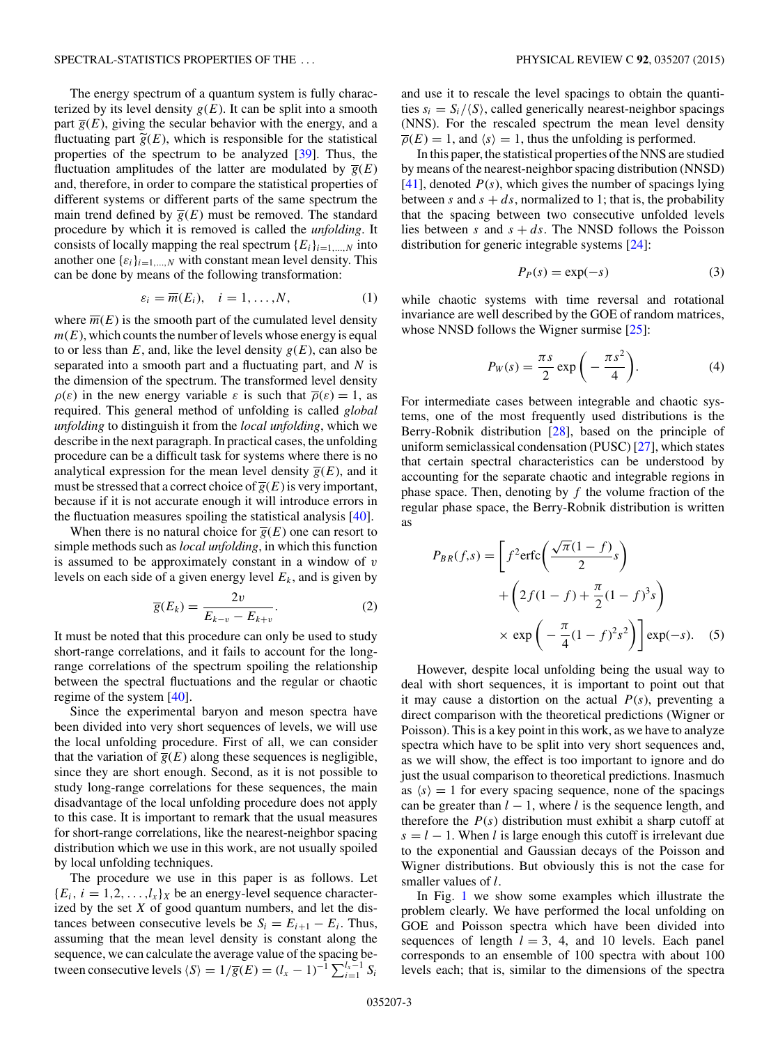The energy spectrum of a quantum system is fully characterized by its level density $g(E)$. It can be split into a smooth part $\overline{g}(E)$, giving the secular behavior with the energy, and a fluctuating part $\widetilde{g}(E)$, which is responsible for the statistical properties of the spectrum to be analyzed [39]. Thus, the fluctuation amplitudes of the latter are modulated by $\overline{g}(E)$ and, therefore, in order to compare the statistical properties of different systems or different parts of the same spectrum the main trend defined by $\overline{g}(E)$ must be removed. The standard procedure by which it is removed is called the *unfolding*. It consists of locally mapping the real spectrum $\{E_i\}_{i=1,\ldots,N}$ into another one $\{\varepsilon_i\}_{i=1,\ldots,N}$ with constant mean level density. This can be done by means of the following transformation:

$$\varepsilon_i = \overline{m}(E_i), \quad i = 1,\ldots,N, \tag{1}$$

where $\overline{m}(E)$ is the smooth part of the cumulated level density $m(E)$, which counts the number of levels whose energy is equal to or less than $E$, and, like the level density $g(E)$, can also be separated into a smooth part and a fluctuating part, and $N$ is the dimension of the spectrum. The transformed level density $\rho(\varepsilon)$ in the new energy variable $\varepsilon$ is such that $\overline{\rho}(\varepsilon) = 1$, as required. This general method of unfolding is called *global unfolding* to distinguish it from the *local unfolding*, which we describe in the next paragraph. In practical cases, the unfolding procedure can be a difficult task for systems where there is no analytical expression for the mean level density $\overline{g}(E)$, and it must be stressed that a correct choice of $\overline{g}(E)$ is very important, because if it is not accurate enough it will introduce errors in the fluctuation measures spoiling the statistical analysis [40].

When there is no natural choice for $\overline{g}(E)$ one can resort to simple methods such as *local unfolding*, in which this function is assumed to be approximately constant in a window of $v$ levels on each side of a given energy level $E_k$, and is given by

$$\overline{g}(E_k) = \frac{2v}{E_{k-v} - E_{k+v}}. \tag{2}$$

It must be noted that this procedure can only be used to study short-range correlations, and it fails to account for the long-range correlations of the spectrum spoiling the relationship between the spectral fluctuations and the regular or chaotic regime of the system [40].

Since the experimental baryon and meson spectra have been divided into very short sequences of levels, we will use the local unfolding procedure. First of all, we can consider that the variation of $\overline{g}(E)$ along these sequences is negligible, since they are short enough. Second, as it is not possible to study long-range correlations for these sequences, the main disadvantage of the local unfolding procedure does not apply to this case. It is important to remark that the usual measures for short-range correlations, like the nearest-neighbor spacing distribution which we use in this work, are not usually spoiled by local unfolding techniques.

The procedure we use in this paper is as follows. Let $\{E_i, i = 1,2,\ldots,l_x\}_X$ be an energy-level sequence characterized by the set $X$ of good quantum numbers, and let the distances between consecutive levels be $S_i = E_{i+1} - E_i$. Thus, assuming that the mean level density is constant along the sequence, we can calculate the average value of the spacing between consecutive levels $\langle S\rangle = 1/\overline{g}(E) = (l_x - 1)^{-1}\sum_{i=1}^{l_x-1} S_i$ and use it to rescale the level spacings to obtain the quantities $s_i = S_i/\langle S\rangle$, called generically nearest-neighbor spacings (NNS). For the rescaled spectrum the mean level density $\overline{\rho}(E) = 1$, and $\langle s\rangle = 1$, thus the unfolding is performed.

In this paper, the statistical properties of the NNS are studied by means of the nearest-neighbor spacing distribution (NNSD) [41], denoted $P(s)$, which gives the number of spacings lying between $s$ and $s + ds$, normalized to 1; that is, the probability that the spacing between two consecutive unfolded levels lies between $s$ and $s + ds$. The NNSD follows the Poisson distribution for generic integrable systems [24]:

$$P_P(s) = \exp(-s) \tag{3}$$

while chaotic systems with time reversal and rotational invariance are well described by the GOE of random matrices, whose NNSD follows the Wigner surmise [25]:

$$P_W(s) = \frac{\pi s}{2}\exp\left(-\frac{\pi s^2}{4}\right). \tag{4}$$

For intermediate cases between integrable and chaotic systems, one of the most frequently used distributions is the Berry-Robnik distribution [28], based on the principle of uniform semiclassical condensation (PUSC) [27], which states that certain spectral characteristics can be understood by accounting for the separate chaotic and integrable regions in phase space. Then, denoting by $f$ the volume fraction of the regular phase space, the Berry-Robnik distribution is written as

$$\begin{aligned} P_{BR}(f,s) = \bigg[ & f^2 \operatorname{erfc}\left(\frac{\sqrt{\pi}(1-f)}{2}s\right) \\ & + \left(2f(1-f) + \frac{\pi}{2}(1-f)^3 s\right) \\ & \times \exp\left(-\frac{\pi}{4}(1-f)^2 s^2\right)\bigg]\exp(-s). \end{aligned} \tag{5}$$

However, despite local unfolding being the usual way to deal with short sequences, it is important to point out that it may cause a distortion on the actual $P(s)$, preventing a direct comparison with the theoretical predictions (Wigner or Poisson). This is a key point in this work, as we have to analyze spectra which have to be split into very short sequences and, as we will show, the effect is too important to ignore and do just the usual comparison to theoretical predictions. Inasmuch as $\langle s\rangle = 1$ for every spacing sequence, none of the spacings can be greater than $l - 1$, where $l$ is the sequence length, and therefore the $P(s)$ distribution must exhibit a sharp cutoff at $s = l - 1$. When $l$ is large enough this cutoff is irrelevant due to the exponential and Gaussian decays of the Poisson and Wigner distributions. But obviously this is not the case for smaller values of $l$.

In Fig. 1 we show some examples which illustrate the problem clearly. We have performed the local unfolding on GOE and Poisson spectra which have been divided into sequences of length $l = 3$, 4, and 10 levels. Each panel corresponds to an ensemble of 100 spectra with about 100 levels each; that is, similar to the dimensions of the spectra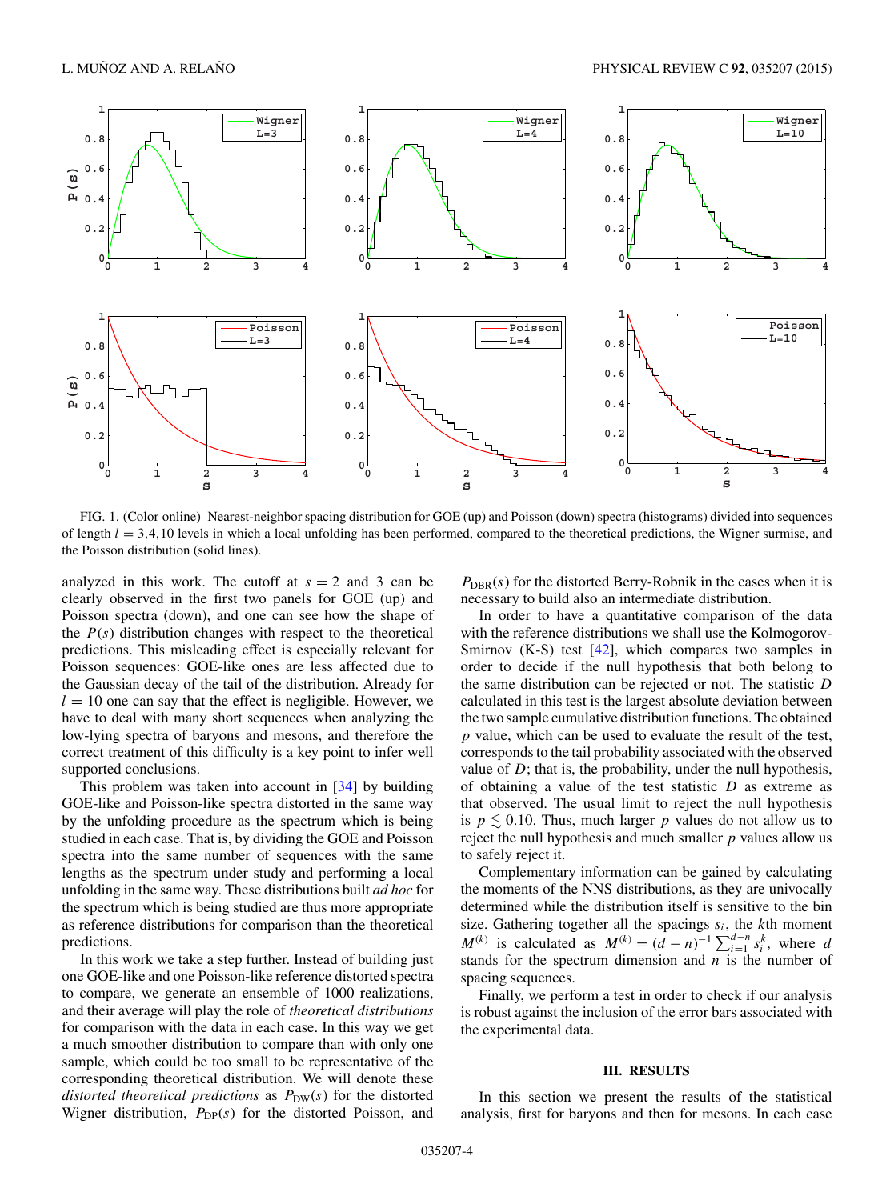FIG. 1. (Color online) Nearest-neighbor spacing distribution for GOE (up) and Poisson (down) spectra (histograms) divided into sequences of length $l = 3,4,10$ levels in which a local unfolding has been performed, compared to the theoretical predictions, the Wigner surmise, and the Poisson distribution (solid lines).

analyzed in this work. The cutoff at $s = 2$ and 3 can be clearly observed in the first two panels for GOE (up) and Poisson spectra (down), and one can see how the shape of the $P(s)$ distribution changes with respect to the theoretical predictions. This misleading effect is especially relevant for Poisson sequences: GOE-like ones are less affected due to the Gaussian decay of the tail of the distribution. Already for $l = 10$ one can say that the effect is negligible. However, we have to deal with many short sequences when analyzing the low-lying spectra of baryons and mesons, and therefore the correct treatment of this difficulty is a key point to infer well supported conclusions.

This problem was taken into account in [34] by building GOE-like and Poisson-like spectra distorted in the same way by the unfolding procedure as the spectrum which is being studied in each case. That is, by dividing the GOE and Poisson spectra into the same number of sequences with the same lengths as the spectrum under study and performing a local unfolding in the same way. These distributions built *ad hoc* for the spectrum which is being studied are thus more appropriate as reference distributions for comparison than the theoretical predictions.

In this work we take a step further. Instead of building just one GOE-like and one Poisson-like reference distorted spectra to compare, we generate an ensemble of 1000 realizations, and their average will play the role of *theoretical distributions* for comparison with the data in each case. In this way we get a much smoother distribution to compare than with only one sample, which could be too small to be representative of the corresponding theoretical distribution. We will denote these *distorted theoretical predictions* as $P_{\mathrm{DW}}(s)$ for the distorted Wigner distribution, $P_{\mathrm{DP}}(s)$ for the distorted Poisson, and $P_{\mathrm{DBR}}(s)$ for the distorted Berry-Robnik in the cases when it is necessary to build also an intermediate distribution.

In order to have a quantitative comparison of the data with the reference distributions we shall use the Kolmogorov-Smirnov (K-S) test [42], which compares two samples in order to decide if the null hypothesis that both belong to the same distribution can be rejected or not. The statistic $D$ calculated in this test is the largest absolute deviation between the two sample cumulative distribution functions. The obtained $p$ value, which can be used to evaluate the result of the test, corresponds to the tail probability associated with the observed value of $D$; that is, the probability, under the null hypothesis, of obtaining a value of the test statistic $D$ as extreme as that observed. The usual limit to reject the null hypothesis is $p \lesssim 0.10$. Thus, much larger $p$ values do not allow us to reject the null hypothesis and much smaller $p$ values allow us to safely reject it.

Complementary information can be gained by calculating the moments of the NNS distributions, as they are univocally determined while the distribution itself is sensitive to the bin size. Gathering together all the spacings $s_i$, the $k$th moment $M^{(k)}$ is calculated as $M^{(k)} = (d-n)^{-1}\sum_{i=1}^{d-n} s_i^k$, where $d$ stands for the spectrum dimension and $n$ is the number of spacing sequences.

Finally, we perform a test in order to check if our analysis is robust against the inclusion of the error bars associated with the experimental data.

## III. RESULTS

In this section we present the results of the statistical analysis, first for baryons and then for mesons. In each case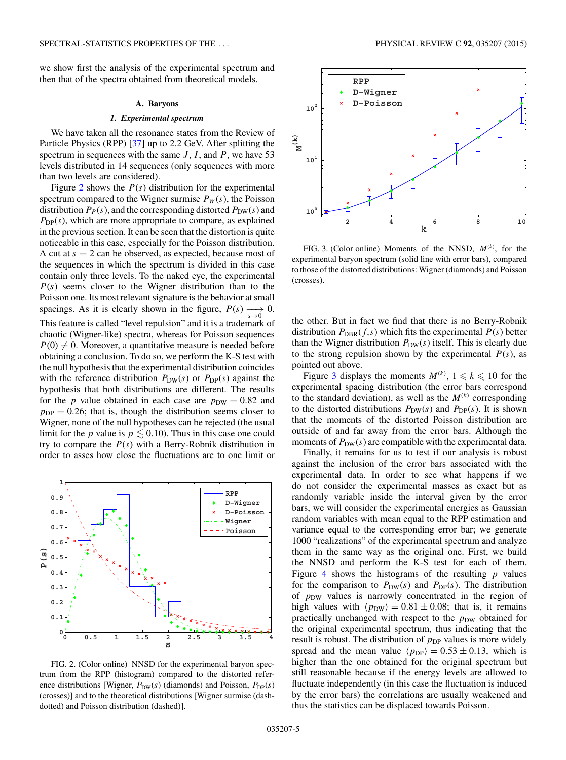we show first the analysis of the experimental spectrum and then that of the spectra obtained from theoretical models.

### A. Baryons

#### *1. Experimental spectrum*

We have taken all the resonance states from the Review of Particle Physics (RPP) [37] up to 2.2 GeV. After splitting the spectrum in sequences with the same $J$, $I$, and $P$, we have 53 levels distributed in 14 sequences (only sequences with more than two levels are considered).

Figure 2 shows the $P(s)$ distribution for the experimental spectrum compared to the Wigner surmise $P_W(s)$, the Poisson distribution $P_P(s)$, and the corresponding distorted $P_{\rm DW}(s)$ and $P_{\rm DP}(s)$, which are more appropriate to compare, as explained in the previous section. It can be seen that the distortion is quite noticeable in this case, especially for the Poisson distribution. A cut at $s = 2$ can be observed, as expected, because most of the sequences in which the spectrum is divided in this case contain only three levels. To the naked eye, the experimental $P(s)$ seems closer to the Wigner distribution than to the Poisson one. Its most relevant signature is the behavior at small spacings. As it is clearly shown in the figure, $P(s) \xrightarrow[s\to 0]{} 0$. This feature is called "level repulsion" and it is a trademark of chaotic (Wigner-like) spectra, whereas for Poisson sequences $P(0) \neq 0$. Moreover, a quantitative measure is needed before obtaining a conclusion. To do so, we perform the K-S test with the null hypothesis that the experimental distribution coincides with the reference distribution $P_{\rm DW}(s)$ or $P_{\rm DP}(s)$ against the hypothesis that both distributions are different. The results for the $p$ value obtained in each case are $p_{\rm DW} = 0.82$ and $p_{\rm DP} = 0.26$; that is, though the distribution seems closer to Wigner, none of the null hypotheses can be rejected (the usual limit for the $p$ value is $p \lesssim 0.10$). Thus in this case one could try to compare the $P(s)$ with a Berry-Robnik distribution in order to asses how close the fluctuations are to one limit or the other. But in fact we find that there is no Berry-Robnik distribution $P_{\rm DBR}(f,s)$ which fits the experimental $P(s)$ better than the Wigner distribution $P_{\rm DW}(s)$ itself. This is clearly due to the strong repulsion shown by the experimental $P(s)$, as pointed out above.

FIG. 2. (Color online) NNSD for the experimental baryon spectrum from the RPP (histogram) compared to the distorted reference distributions [Wigner, $P_{\rm DW}(s)$ (diamonds) and Poisson, $P_{\rm DP}(s)$ (crosses)] and to the theoretical distributions [Wigner surmise (dash-dotted) and Poisson distribution (dashed)].

FIG. 3. (Color online) Moments of the NNSD, $M^{(k)}$, for the experimental baryon spectrum (solid line with error bars), compared to those of the distorted distributions: Wigner (diamonds) and Poisson (crosses).

Figure 3 displays the moments $M^{(k)}$, $1 \leqslant k \leqslant 10$ for the experimental spacing distribution (the error bars correspond to the standard deviation), as well as the $M^{(k)}$ corresponding to the distorted distributions $P_{\rm DW}(s)$ and $P_{\rm DP}(s)$. It is shown that the moments of the distorted Poisson distribution are outside of and far away from the error bars. Although the moments of $P_{\rm DW}(s)$ are compatible with the experimental data.

Finally, it remains for us to test if our analysis is robust against the inclusion of the error bars associated with the experimental data. In order to see what happens if we do not consider the experimental masses as exact but as randomly variable inside the interval given by the error bars, we will consider the experimental energies as Gaussian random variables with mean equal to the RPP estimation and variance equal to the corresponding error bar; we generate 1000 "realizations" of the experimental spectrum and analyze them in the same way as the original one. First, we build the NNSD and perform the K-S test for each of them. Figure 4 shows the histograms of the resulting $p$ values for the comparison to $P_{\rm DW}(s)$ and $P_{\rm DP}(s)$. The distribution of $p_{\rm DW}$ values is narrowly concentrated in the region of high values with $\langle p_{\rm DW}\rangle = 0.81 \pm 0.08$; that is, it remains practically unchanged with respect to the $p_{\rm DW}$ obtained for the original experimental spectrum, thus indicating that the result is robust. The distribution of $p_{\rm DP}$ values is more widely spread and the mean value $\langle p_{\rm DP}\rangle = 0.53 \pm 0.13$, which is higher than the one obtained for the original spectrum but still reasonable because if the energy levels are allowed to fluctuate independently (in this case the fluctuation is induced by the error bars) the correlations are usually weakened and thus the statistics can be displaced towards Poisson.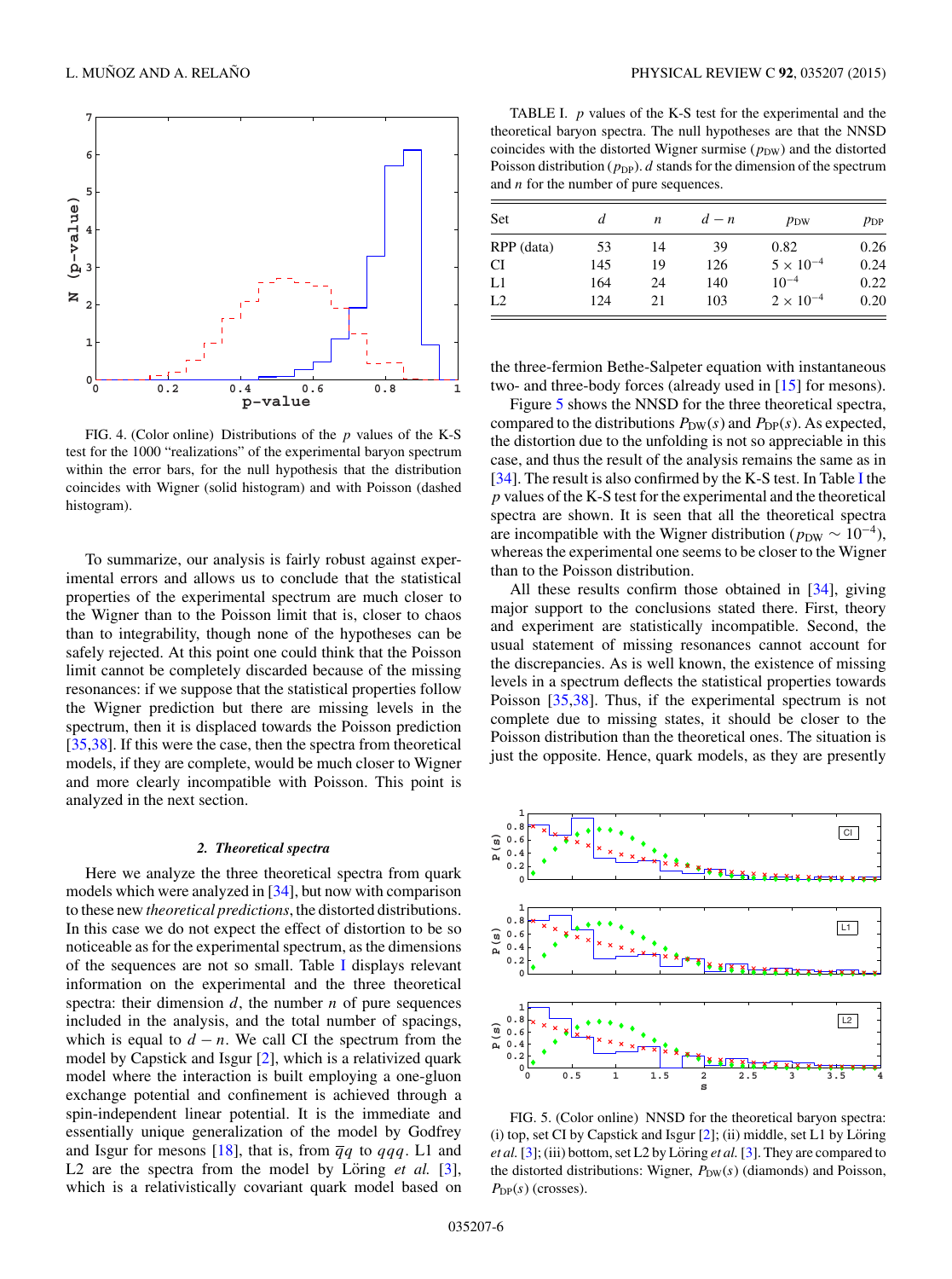FIG. 4. (Color online) Distributions of the $p$ values of the K-S test for the 1000 "realizations" of the experimental baryon spectrum within the error bars, for the null hypothesis that the distribution coincides with Wigner (solid histogram) and with Poisson (dashed histogram).

To summarize, our analysis is fairly robust against experimental errors and allows us to conclude that the statistical properties of the experimental spectrum are much closer to the Wigner than to the Poisson limit that is, closer to chaos than to integrability, though none of the hypotheses can be safely rejected. At this point one could think that the Poisson limit cannot be completely discarded because of the missing resonances: if we suppose that the statistical properties follow the Wigner prediction but there are missing levels in the spectrum, then it is displaced towards the Poisson prediction [35,38]. If this were the case, then the spectra from theoretical models, if they are complete, would be much closer to Wigner and more clearly incompatible with Poisson. This point is analyzed in the next section.

### 2. *Theoretical spectra*

Here we analyze the three theoretical spectra from quark models which were analyzed in [34], but now with comparison to these new *theoretical predictions*, the distorted distributions. In this case we do not expect the effect of distortion to be so noticeable as for the experimental spectrum, as the dimensions of the sequences are not so small. Table I displays relevant information on the experimental and the three theoretical spectra: their dimension $d$, the number $n$ of pure sequences included in the analysis, and the total number of spacings, which is equal to $d-n$. We call CI the spectrum from the model by Capstick and Isgur [2], which is a relativized quark model where the interaction is built employing a one-gluon exchange potential and confinement is achieved through a spin-independent linear potential. It is the immediate and essentially unique generalization of the model by Godfrey and Isgur for mesons [18], that is, from $\bar{q}q$ to $qqq$. L1 and L2 are the spectra from the model by Löring *et al.* [3], which is a relativistically covariant quark model based on

TABLE I. $p$ values of the K-S test for the experimental and the theoretical baryon spectra. The null hypotheses are that the NNSD coincides with the distorted Wigner surmise ($p_{\rm DW}$) and the distorted Poisson distribution ($p_{\rm DP}$). $d$ stands for the dimension of the spectrum and $n$ for the number of pure sequences.

| Set | $d$ | $n$ | $d-n$ | $p_{\rm DW}$ | $p_{\rm DP}$ |
|---|---|---|---|---|---|
| RPP (data) | 53 | 14 | 39 | 0.82 | 0.26 |
| CI | 145 | 19 | 126 | $5\times10^{-4}$ | 0.24 |
| L1 | 164 | 24 | 140 | $10^{-4}$ | 0.22 |
| L2 | 124 | 21 | 103 | $2\times10^{-4}$ | 0.20 |

the three-fermion Bethe-Salpeter equation with instantaneous two- and three-body forces (already used in [15] for mesons).

Figure 5 shows the NNSD for the three theoretical spectra, compared to the distributions $P_{\rm DW}(s)$ and $P_{\rm DP}(s)$. As expected, the distortion due to the unfolding is not so appreciable in this case, and thus the result of the analysis remains the same as in [34]. The result is also confirmed by the K-S test. In Table I the $p$ values of the K-S test for the experimental and the theoretical spectra are shown. It is seen that all the theoretical spectra are incompatible with the Wigner distribution ($p_{\rm DW}\sim10^{-4}$), whereas the experimental one seems to be closer to the Wigner than to the Poisson distribution.

All these results confirm those obtained in [34], giving major support to the conclusions stated there. First, theory and experiment are statistically incompatible. Second, the usual statement of missing resonances cannot account for the discrepancies. As is well known, the existence of missing levels in a spectrum deflects the statistical properties towards Poisson [35,38]. Thus, if the experimental spectrum is not complete due to missing states, it should be closer to the Poisson distribution than the theoretical ones. The situation is just the opposite. Hence, quark models, as they are presently

FIG. 5. (Color online) NNSD for the theoretical baryon spectra: (i) top, set CI by Capstick and Isgur [2]; (ii) middle, set L1 by Löring *et al.* [3]; (iii) bottom, set L2 by Löring *et al.* [3]. They are compared to the distorted distributions: Wigner, $P_{\rm DW}(s)$ (diamonds) and Poisson, $P_{\rm DP}(s)$ (crosses).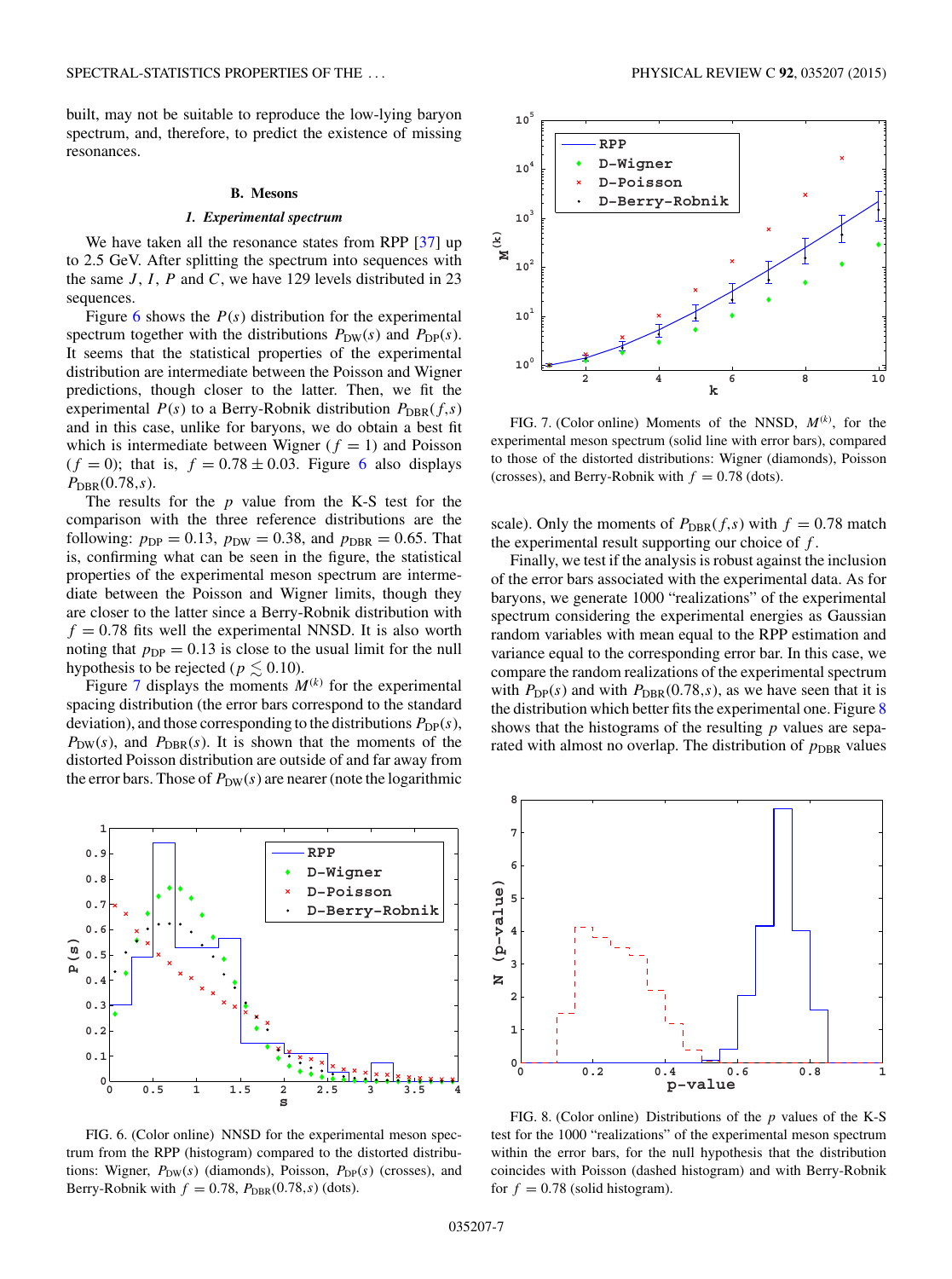built, may not be suitable to reproduce the low-lying baryon spectrum, and, therefore, to predict the existence of missing resonances.

## B. Mesons

### *1. Experimental spectrum*

We have taken all the resonance states from RPP [37] up to 2.5 GeV. After splitting the spectrum into sequences with the same $J$, $I$, $P$ and $C$, we have 129 levels distributed in 23 sequences.

Figure 6 shows the $P(s)$ distribution for the experimental spectrum together with the distributions $P_{\rm DW}(s)$ and $P_{\rm DP}(s)$. It seems that the statistical properties of the experimental distribution are intermediate between the Poisson and Wigner predictions, though closer to the latter. Then, we fit the experimental $P(s)$ to a Berry-Robnik distribution $P_{\rm DBR}(f,s)$ and in this case, unlike for baryons, we do obtain a best fit which is intermediate between Wigner ($f = 1$) and Poisson ($f = 0$); that is, $f = 0.78 \pm 0.03$. Figure 6 also displays $P_{\rm DBR}(0.78,s)$.

The results for the $p$ value from the K-S test for the comparison with the three reference distributions are the following: $p_{\rm DP} = 0.13$, $p_{\rm DW} = 0.38$, and $p_{\rm DBR} = 0.65$. That is, confirming what can be seen in the figure, the statistical properties of the experimental meson spectrum are intermediate between the Poisson and Wigner limits, though they are closer to the latter since a Berry-Robnik distribution with $f = 0.78$ fits well the experimental NNSD. It is also worth noting that $p_{\rm DP} = 0.13$ is close to the usual limit for the null hypothesis to be rejected ($p \lesssim 0.10$).

Figure 7 displays the moments $M^{(k)}$ for the experimental spacing distribution (the error bars correspond to the standard deviation), and those corresponding to the distributions $P_{\rm DP}(s)$, $P_{\rm DW}(s)$, and $P_{\rm DBR}(s)$. It is shown that the moments of the distorted Poisson distribution are outside of and far away from the error bars. Those of $P_{\rm DW}(s)$ are nearer (note the logarithmic scale). Only the moments of $P_{\rm DBR}(f,s)$ with $f = 0.78$ match the experimental result supporting our choice of $f$.

FIG. 6. (Color online) NNSD for the experimental meson spectrum from the RPP (histogram) compared to the distorted distributions: Wigner, $P_{\rm DW}(s)$ (diamonds), Poisson, $P_{\rm DP}(s)$ (crosses), and Berry-Robnik with $f = 0.78$, $P_{\rm DBR}(0.78,s)$ (dots).

FIG. 7. (Color online) Moments of the NNSD, $M^{(k)}$, for the experimental meson spectrum (solid line with error bars), compared to those of the distorted distributions: Wigner (diamonds), Poisson (crosses), and Berry-Robnik with $f = 0.78$ (dots).

Finally, we test if the analysis is robust against the inclusion of the error bars associated with the experimental data. As for baryons, we generate 1000 "realizations" of the experimental spectrum considering the experimental energies as Gaussian random variables with mean equal to the RPP estimation and variance equal to the corresponding error bar. In this case, we compare the random realizations of the experimental spectrum with $P_{\rm DP}(s)$ and with $P_{\rm DBR}(0.78,s)$, as we have seen that it is the distribution which better fits the experimental one. Figure 8 shows that the histograms of the resulting $p$ values are separated with almost no overlap. The distribution of $p_{\rm DBR}$ values

FIG. 8. (Color online) Distributions of the $p$ values of the K-S test for the 1000 "realizations" of the experimental meson spectrum within the error bars, for the null hypothesis that the distribution coincides with Poisson (dashed histogram) and with Berry-Robnik for $f = 0.78$ (solid histogram).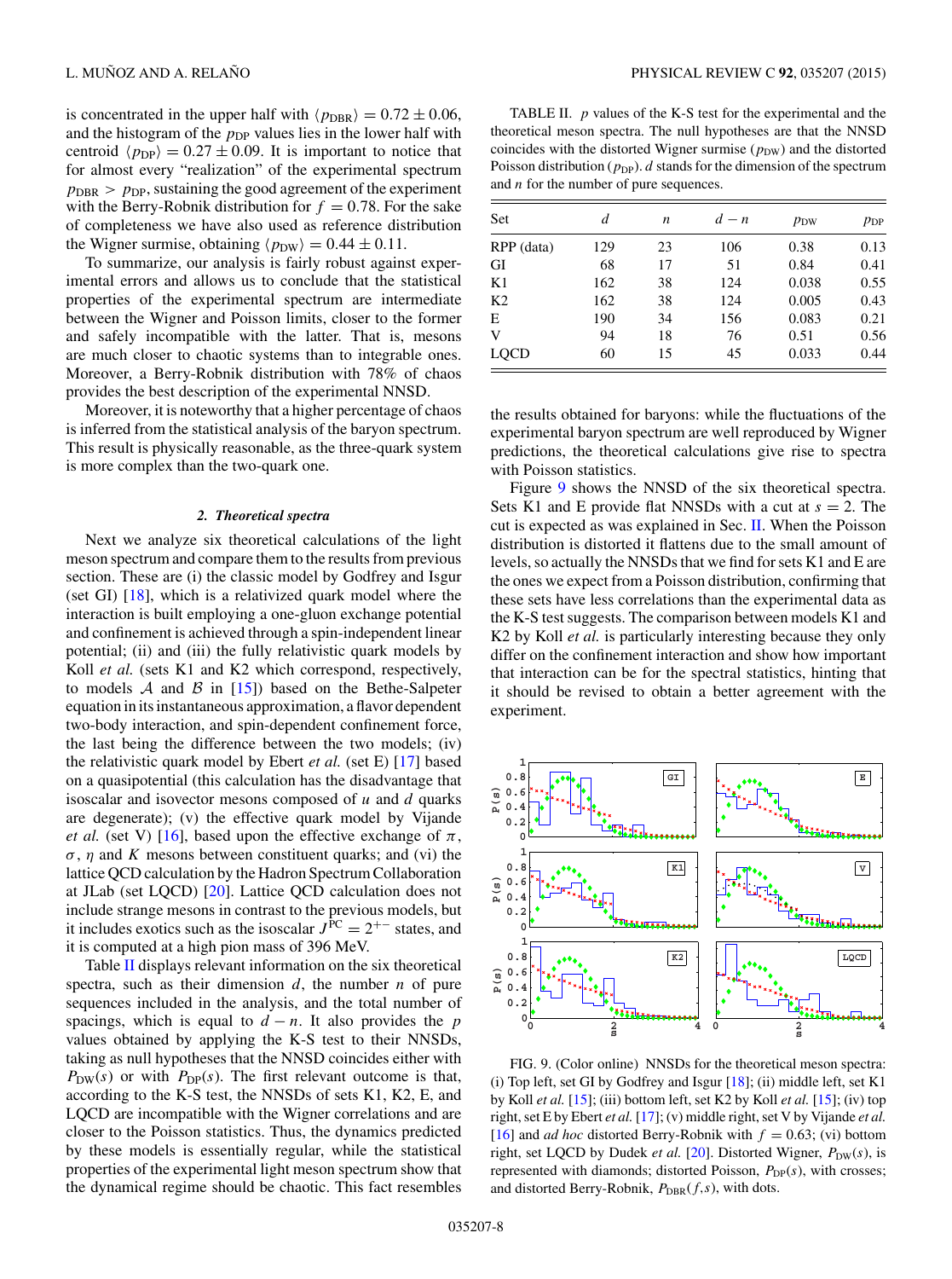is concentrated in the upper half with $\langle p_{\rm DBR}\rangle = 0.72 \pm 0.06$, and the histogram of the $p_{\rm DP}$ values lies in the lower half with centroid $\langle p_{\rm DP}\rangle = 0.27 \pm 0.09$. It is important to notice that for almost every "realization" of the experimental spectrum $p_{\rm DBR} > p_{\rm DP}$, sustaining the good agreement of the experiment with the Berry-Robnik distribution for $f = 0.78$. For the sake of completeness we have also used as reference distribution the Wigner surmise, obtaining $\langle p_{\rm DW}\rangle = 0.44 \pm 0.11$.

To summarize, our analysis is fairly robust against experimental errors and allows us to conclude that the statistical properties of the experimental spectrum are intermediate between the Wigner and Poisson limits, closer to the former and safely incompatible with the latter. That is, mesons are much closer to chaotic systems than to integrable ones. Moreover, a Berry-Robnik distribution with 78% of chaos provides the best description of the experimental NNSD.

Moreover, it is noteworthy that a higher percentage of chaos is inferred from the statistical analysis of the baryon spectrum. This result is physically reasonable, as the three-quark system is more complex than the two-quark one.

### 2. Theoretical spectra

Next we analyze six theoretical calculations of the light meson spectrum and compare them to the results from previous section. These are (i) the classic model by Godfrey and Isgur (set GI) [18], which is a relativized quark model where the interaction is built employing a one-gluon exchange potential and confinement is achieved through a spin-independent linear potential; (ii) and (iii) the fully relativistic quark models by Koll *et al.* (sets K1 and K2 which correspond, respectively, to models $\mathcal{A}$ and $\mathcal{B}$ in [15]) based on the Bethe-Salpeter equation in its instantaneous approximation, a flavor dependent two-body interaction, and spin-dependent confinement force, the last being the difference between the two models; (iv) the relativistic quark model by Ebert *et al.* (set E) [17] based on a quasipotential (this calculation has the disadvantage that isoscalar and isovector mesons composed of $u$ and $d$ quarks are degenerate); (v) the effective quark model by Vijande *et al.* (set V) [16], based upon the effective exchange of $\pi$, $\sigma$, $\eta$ and $K$ mesons between constituent quarks; and (vi) the lattice QCD calculation by the Hadron Spectrum Collaboration at JLab (set LQCD) [20]. Lattice QCD calculation does not include strange mesons in contrast to the previous models, but it includes exotics such as the isoscalar $J^{PC} = 2^{+-}$ states, and it is computed at a high pion mass of 396 MeV.

Table II displays relevant information on the six theoretical spectra, such as their dimension $d$, the number $n$ of pure sequences included in the analysis, and the total number of spacings, which is equal to $d - n$. It also provides the $p$ values obtained by applying the K-S test to their NNSDs, taking as null hypotheses that the NNSD coincides either with $P_{\rm DW}(s)$ or with $P_{\rm DP}(s)$. The first relevant outcome is that, according to the K-S test, the NNSDs of sets K1, K2, E, and LQCD are incompatible with the Wigner correlations and are closer to the Poisson statistics. Thus, the dynamics predicted by these models is essentially regular, while the statistical properties of the experimental light meson spectrum show that the dynamical regime should be chaotic. This fact resembles the results obtained for baryons: while the fluctuations of the experimental baryon spectrum are well reproduced by Wigner predictions, the theoretical calculations give rise to spectra with Poisson statistics.

TABLE II. $p$ values of the K-S test for the experimental and the theoretical meson spectra. The null hypotheses are that the NNSD coincides with the distorted Wigner surmise ($p_{\rm DW}$) and the distorted Poisson distribution ($p_{\rm DP}$). $d$ stands for the dimension of the spectrum and $n$ for the number of pure sequences.

| Set | $d$ | $n$ | $d-n$ | $p_{\rm DW}$ | $p_{\rm DP}$ |
|---|---|---|---|---|---|
| RPP (data) | 129 | 23 | 106 | 0.38 | 0.13 |
| GI | 68 | 17 | 51 | 0.84 | 0.41 |
| K1 | 162 | 38 | 124 | 0.038 | 0.55 |
| K2 | 162 | 38 | 124 | 0.005 | 0.43 |
| E | 190 | 34 | 156 | 0.083 | 0.21 |
| V | 94 | 18 | 76 | 0.51 | 0.56 |
| LQCD | 60 | 15 | 45 | 0.033 | 0.44 |

Figure 9 shows the NNSD of the six theoretical spectra. Sets K1 and E provide flat NNSDs with a cut at $s = 2$. The cut is expected as was explained in Sec. II. When the Poisson distribution is distorted it flattens due to the small amount of levels, so actually the NNSDs that we find for sets K1 and E are the ones we expect from a Poisson distribution, confirming that these sets have less correlations than the experimental data as the K-S test suggests. The comparison between models K1 and K2 by Koll *et al.* is particularly interesting because they only differ on the confinement interaction and show how important that interaction can be for the spectral statistics, hinting that it should be revised to obtain a better agreement with the experiment.

FIG. 9. (Color online) NNSDs for the theoretical meson spectra: (i) Top left, set GI by Godfrey and Isgur [18]; (ii) middle left, set K1 by Koll *et al.* [15]; (iii) bottom left, set K2 by Koll *et al.* [15]; (iv) top right, set E by Ebert *et al.* [17]; (v) middle right, set V by Vijande *et al.* [16] and *ad hoc* distorted Berry-Robnik with $f = 0.63$; (vi) bottom right, set LQCD by Dudek *et al.* [20]. Distorted Wigner, $P_{\rm DW}(s)$, is represented with diamonds; distorted Poisson, $P_{\rm DP}(s)$, with crosses; and distorted Berry-Robnik, $P_{\rm DBR}(f,s)$, with dots.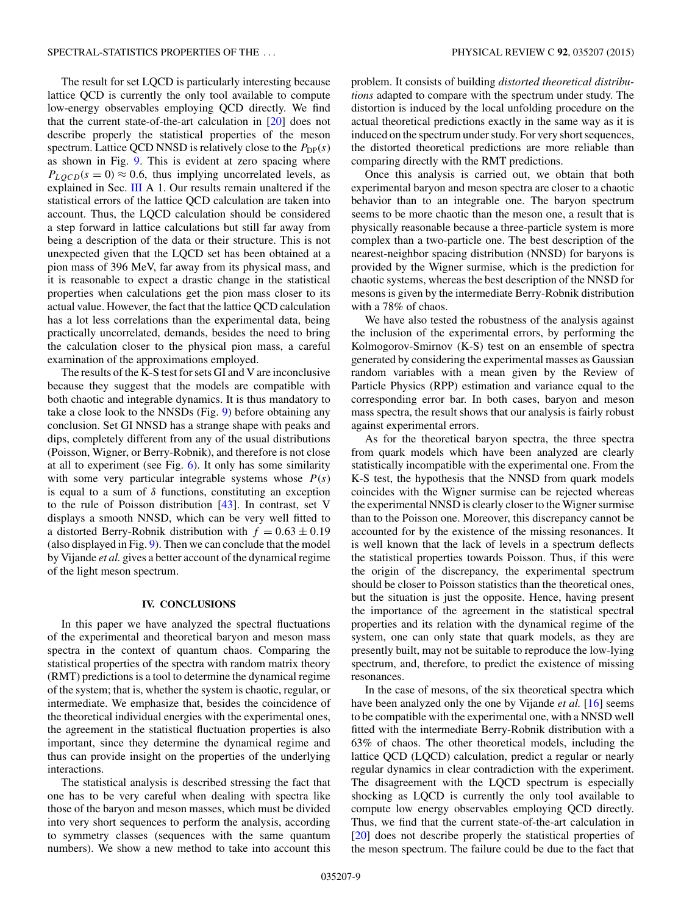The result for set LQCD is particularly interesting because lattice QCD is currently the only tool available to compute low-energy observables employing QCD directly. We find that the current state-of-the-art calculation in [20] does not describe properly the statistical properties of the meson spectrum. Lattice QCD NNSD is relatively close to the $P_{\rm DP}(s)$ as shown in Fig. 9. This is evident at zero spacing where $P_{LQCD}(s=0) \approx 0.6$, thus implying uncorrelated levels, as explained in Sec. III A 1. Our results remain unaltered if the statistical errors of the lattice QCD calculation are taken into account. Thus, the LQCD calculation should be considered a step forward in lattice calculations but still far away from being a description of the data or their structure. This is not unexpected given that the LQCD set has been obtained at a pion mass of 396 MeV, far away from its physical mass, and it is reasonable to expect a drastic change in the statistical properties when calculations get the pion mass closer to its actual value. However, the fact that the lattice QCD calculation has a lot less correlations than the experimental data, being practically uncorrelated, demands, besides the need to bring the calculation closer to the physical pion mass, a careful examination of the approximations employed.

The results of the K-S test for sets GI and V are inconclusive because they suggest that the models are compatible with both chaotic and integrable dynamics. It is thus mandatory to take a close look to the NNSDs (Fig. 9) before obtaining any conclusion. Set GI NNSD has a strange shape with peaks and dips, completely different from any of the usual distributions (Poisson, Wigner, or Berry-Robnik), and therefore is not close at all to experiment (see Fig. 6). It only has some similarity with some very particular integrable systems whose $P(s)$ is equal to a sum of $\delta$ functions, constituting an exception to the rule of Poisson distribution [43]. In contrast, set V displays a smooth NNSD, which can be very well fitted to a distorted Berry-Robnik distribution with $f = 0.63 \pm 0.19$ (also displayed in Fig. 9). Then we can conclude that the model by Vijande *et al.* gives a better account of the dynamical regime of the light meson spectrum.

## IV. CONCLUSIONS

In this paper we have analyzed the spectral fluctuations of the experimental and theoretical baryon and meson mass spectra in the context of quantum chaos. Comparing the statistical properties of the spectra with random matrix theory (RMT) predictions is a tool to determine the dynamical regime of the system; that is, whether the system is chaotic, regular, or intermediate. We emphasize that, besides the coincidence of the theoretical individual energies with the experimental ones, the agreement in the statistical fluctuation properties is also important, since they determine the dynamical regime and thus can provide insight on the properties of the underlying interactions.

The statistical analysis is described stressing the fact that one has to be very careful when dealing with spectra like those of the baryon and meson masses, which must be divided into very short sequences to perform the analysis, according to symmetry classes (sequences with the same quantum numbers). We show a new method to take into account this problem. It consists of building *distorted theoretical distributions* adapted to compare with the spectrum under study. The distortion is induced by the local unfolding procedure on the actual theoretical predictions exactly in the same way as it is induced on the spectrum under study. For very short sequences, the distorted theoretical predictions are more reliable than comparing directly with the RMT predictions.

Once this analysis is carried out, we obtain that both experimental baryon and meson spectra are closer to a chaotic behavior than to an integrable one. The baryon spectrum seems to be more chaotic than the meson one, a result that is physically reasonable because a three-particle system is more complex than a two-particle one. The best description of the nearest-neighbor spacing distribution (NNSD) for baryons is provided by the Wigner surmise, which is the prediction for chaotic systems, whereas the best description of the NNSD for mesons is given by the intermediate Berry-Robnik distribution with a 78% of chaos.

We have also tested the robustness of the analysis against the inclusion of the experimental errors, by performing the Kolmogorov-Smirnov (K-S) test on an ensemble of spectra generated by considering the experimental masses as Gaussian random variables with a mean given by the Review of Particle Physics (RPP) estimation and variance equal to the corresponding error bar. In both cases, baryon and meson mass spectra, the result shows that our analysis is fairly robust against experimental errors.

As for the theoretical baryon spectra, the three spectra from quark models which have been analyzed are clearly statistically incompatible with the experimental one. From the K-S test, the hypothesis that the NNSD from quark models coincides with the Wigner surmise can be rejected whereas the experimental NNSD is clearly closer to the Wigner surmise than to the Poisson one. Moreover, this discrepancy cannot be accounted for by the existence of the missing resonances. It is well known that the lack of levels in a spectrum deflects the statistical properties towards Poisson. Thus, if this were the origin of the discrepancy, the experimental spectrum should be closer to Poisson statistics than the theoretical ones, but the situation is just the opposite. Hence, having present the importance of the agreement in the statistical spectral properties and its relation with the dynamical regime of the system, one can only state that quark models, as they are presently built, may not be suitable to reproduce the low-lying spectrum, and, therefore, to predict the existence of missing resonances.

In the case of mesons, of the six theoretical spectra which have been analyzed only the one by Vijande *et al.* [16] seems to be compatible with the experimental one, with a NNSD well fitted with the intermediate Berry-Robnik distribution with a 63% of chaos. The other theoretical models, including the lattice QCD (LQCD) calculation, predict a regular or nearly regular dynamics in clear contradiction with the experiment. The disagreement with the LQCD spectrum is especially shocking as LQCD is currently the only tool available to compute low energy observables employing QCD directly. Thus, we find that the current state-of-the-art calculation in [20] does not describe properly the statistical properties of the meson spectrum. The failure could be due to the fact that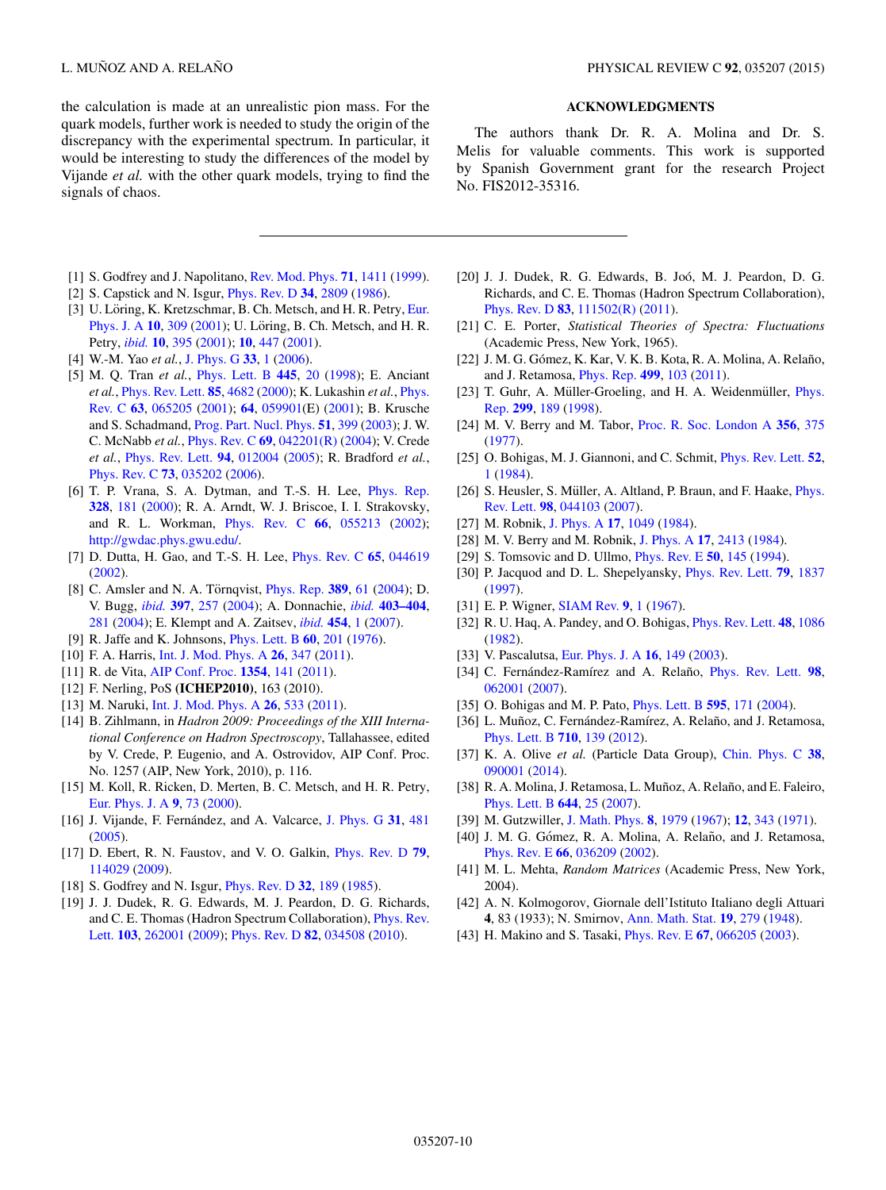the calculation is made at an unrealistic pion mass. For the quark models, further work is needed to study the origin of the discrepancy with the experimental spectrum. In particular, it would be interesting to study the differences of the model by Vijande *et al.* with the other quark models, trying to find the signals of chaos.

## ACKNOWLEDGMENTS

The authors thank Dr. R. A. Molina and Dr. S. Melis for valuable comments. This work is supported by Spanish Government grant for the research Project No. FIS2012-35316.

---

[1] S. Godfrey and J. Napolitano, Rev. Mod. Phys. **71**, 1411 (1999).

[2] S. Capstick and N. Isgur, Phys. Rev. D **34**, 2809 (1986).

[3] U. Löring, K. Kretzschmar, B. Ch. Metsch, and H. R. Petry, Eur. Phys. J. A **10**, 309 (2001); U. Löring, B. Ch. Metsch, and H. R. Petry, *ibid.* **10**, 395 (2001); **10**, 447 (2001).

[4] W.-M. Yao *et al.*, J. Phys. G **33**, 1 (2006).

[5] M. Q. Tran *et al.*, Phys. Lett. B **445**, 20 (1998); E. Anciant *et al.*, Phys. Rev. Lett. **85**, 4682 (2000); K. Lukashin *et al.*, Phys. Rev. C **63**, 065205 (2001); **64**, 059901(E) (2001); B. Krusche and S. Schadmand, Prog. Part. Nucl. Phys. **51**, 399 (2003); J. W. C. McNabb *et al.*, Phys. Rev. C **69**, 042201(R) (2004); V. Crede *et al.*, Phys. Rev. Lett. **94**, 012004 (2005); R. Bradford *et al.*, Phys. Rev. C **73**, 035202 (2006).

[6] T. P. Vrana, S. A. Dytman, and T.-S. H. Lee, Phys. Rep. **328**, 181 (2000); R. A. Arndt, W. J. Briscoe, I. I. Strakovsky, and R. L. Workman, Phys. Rev. C **66**, 055213 (2002); http://gwdac.phys.gwu.edu/.

[7] D. Dutta, H. Gao, and T.-S. H. Lee, Phys. Rev. C **65**, 044619 (2002).

[8] C. Amsler and N. A. Törnqvist, Phys. Rep. **389**, 61 (2004); D. V. Bugg, *ibid.* **397**, 257 (2004); A. Donnachie, *ibid.* **403–404**, 281 (2004); E. Klempt and A. Zaitsev, *ibid.* **454**, 1 (2007).

[9] R. Jaffe and K. Johnsons, Phys. Lett. B **60**, 201 (1976).

[10] F. A. Harris, Int. J. Mod. Phys. A **26**, 347 (2011).

[11] R. de Vita, AIP Conf. Proc. **1354**, 141 (2011).

[12] F. Nerling, PoS **(ICHEP2010)**, 163 (2010).

[13] M. Naruki, Int. J. Mod. Phys. A **26**, 533 (2011).

[14] B. Zihlmann, in *Hadron 2009: Proceedings of the XIII International Conference on Hadron Spectroscopy*, Tallahassee, edited by V. Crede, P. Eugenio, and A. Ostrovidov, AIP Conf. Proc. No. 1257 (AIP, New York, 2010), p. 116.

[15] M. Koll, R. Ricken, D. Merten, B. C. Metsch, and H. R. Petry, Eur. Phys. J. A **9**, 73 (2000).

[16] J. Vijande, F. Fernández, and A. Valcarce, J. Phys. G **31**, 481 (2005).

[17] D. Ebert, R. N. Faustov, and V. O. Galkin, Phys. Rev. D **79**, 114029 (2009).

[18] S. Godfrey and N. Isgur, Phys. Rev. D **32**, 189 (1985).

[19] J. J. Dudek, R. G. Edwards, M. J. Peardon, D. G. Richards, and C. E. Thomas (Hadron Spectrum Collaboration), Phys. Rev. Lett. **103**, 262001 (2009); Phys. Rev. D **82**, 034508 (2010).

[20] J. J. Dudek, R. G. Edwards, B. Joó, M. J. Peardon, D. G. Richards, and C. E. Thomas (Hadron Spectrum Collaboration), Phys. Rev. D **83**, 111502(R) (2011).

[21] C. E. Porter, *Statistical Theories of Spectra: Fluctuations* (Academic Press, New York, 1965).

[22] J. M. G. Gómez, K. Kar, V. K. B. Kota, R. A. Molina, A. Relaño, and J. Retamosa, Phys. Rep. **499**, 103 (2011).

[23] T. Guhr, A. Müller-Groeling, and H. A. Weidenmüller, Phys. Rep. **299**, 189 (1998).

[24] M. V. Berry and M. Tabor, Proc. R. Soc. London A **356**, 375 (1977).

[25] O. Bohigas, M. J. Giannoni, and C. Schmit, Phys. Rev. Lett. **52**, 1 (1984).

[26] S. Heusler, S. Müller, A. Altland, P. Braun, and F. Haake, Phys. Rev. Lett. **98**, 044103 (2007).

[27] M. Robnik, J. Phys. A **17**, 1049 (1984).

[28] M. V. Berry and M. Robnik, J. Phys. A **17**, 2413 (1984).

[29] S. Tomsovic and D. Ullmo, Phys. Rev. E **50**, 145 (1994).

[30] P. Jacquod and D. L. Shepelyansky, Phys. Rev. Lett. **79**, 1837 (1997).

[31] E. P. Wigner, SIAM Rev. **9**, 1 (1967).

[32] R. U. Haq, A. Pandey, and O. Bohigas, Phys. Rev. Lett. **48**, 1086 (1982).

[33] V. Pascalutsa, Eur. Phys. J. A **16**, 149 (2003).

[34] C. Fernández-Ramírez and A. Relaño, Phys. Rev. Lett. **98**, 062001 (2007).

[35] O. Bohigas and M. P. Pato, Phys. Lett. B **595**, 171 (2004).

[36] L. Muñoz, C. Fernández-Ramírez, A. Relaño, and J. Retamosa, Phys. Lett. B **710**, 139 (2012).

[37] K. A. Olive *et al.* (Particle Data Group), Chin. Phys. C **38**, 090001 (2014).

[38] R. A. Molina, J. Retamosa, L. Muñoz, A. Relaño, and E. Faleiro, Phys. Lett. B **644**, 25 (2007).

[39] M. Gutzwiller, J. Math. Phys. **8**, 1979 (1967); **12**, 343 (1971).

[40] J. M. G. Gómez, R. A. Molina, A. Relaño, and J. Retamosa, Phys. Rev. E **66**, 036209 (2002).

[41] M. L. Mehta, *Random Matrices* (Academic Press, New York, 2004).

[42] A. N. Kolmogorov, Giornale dell'Istituto Italiano degli Attuari **4**, 83 (1933); N. Smirnov, Ann. Math. Stat. **19**, 279 (1948).

[43] H. Makino and S. Tasaki, Phys. Rev. E **67**, 066205 (2003).